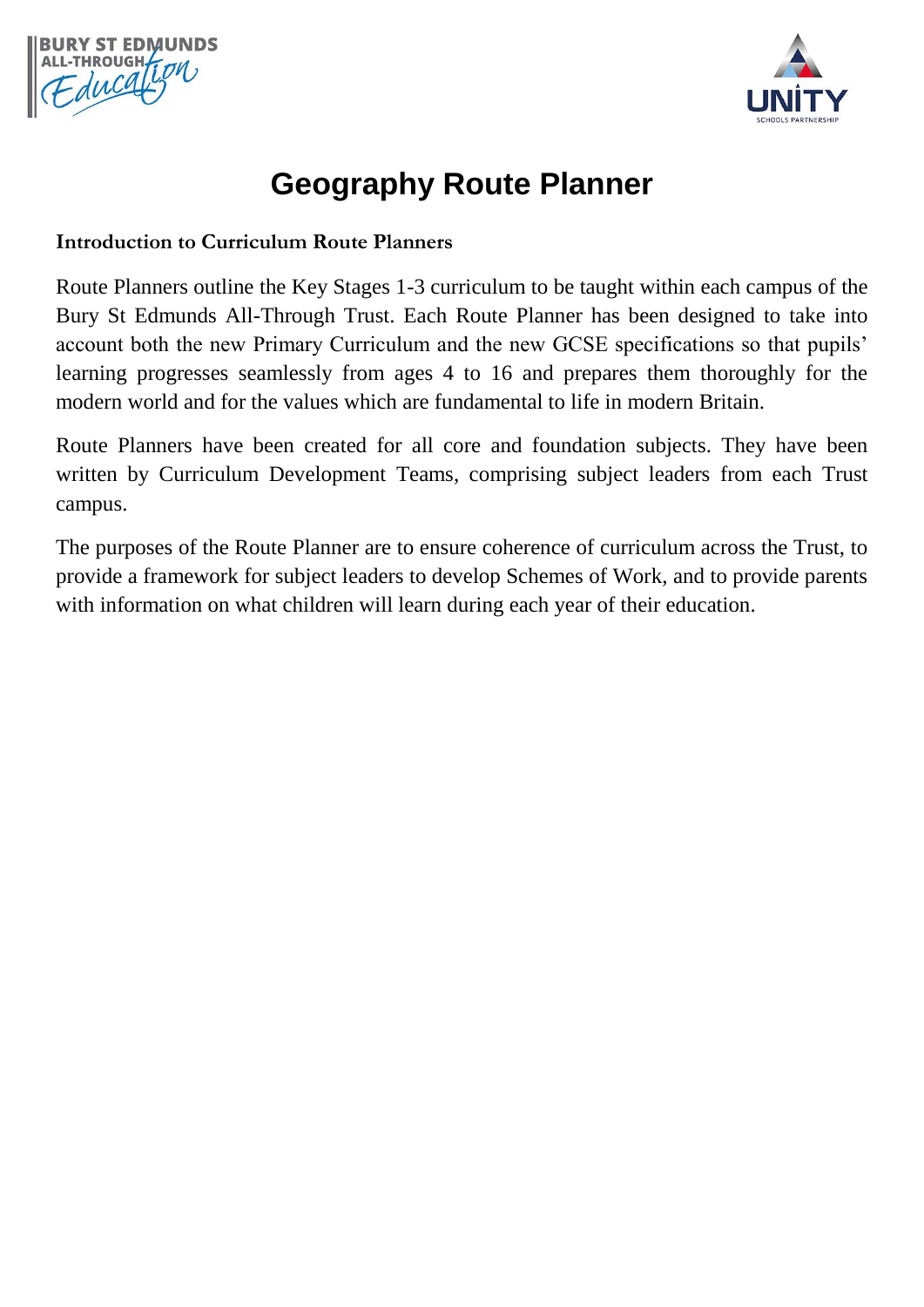# Geography Route Planner

### Introduction to Curriculum Route Planners

Route Planners outline the Key Stages 1-3 curriculum to be taught within each campus of the Bury St Edmunds All-Through Trust. Each Route Planner has been designed to take into account both the new Primary Curriculum and the new GCSE specifications so that pupils' learning progresses seamlessly from ages 4 to 16 and prepares them thoroughly for the modern world and for the values which are fundamental to life in modern Britain.

Route Planners have been created for all core and foundation subjects. They have been written by Curriculum Development Teams, comprising subject leaders from each Trust campus.

The purposes of the Route Planner are to ensure coherence of curriculum across the Trust, to provide a framework for subject leaders to develop Schemes of Work, and to provide parents with information on what children will learn during each year of their education.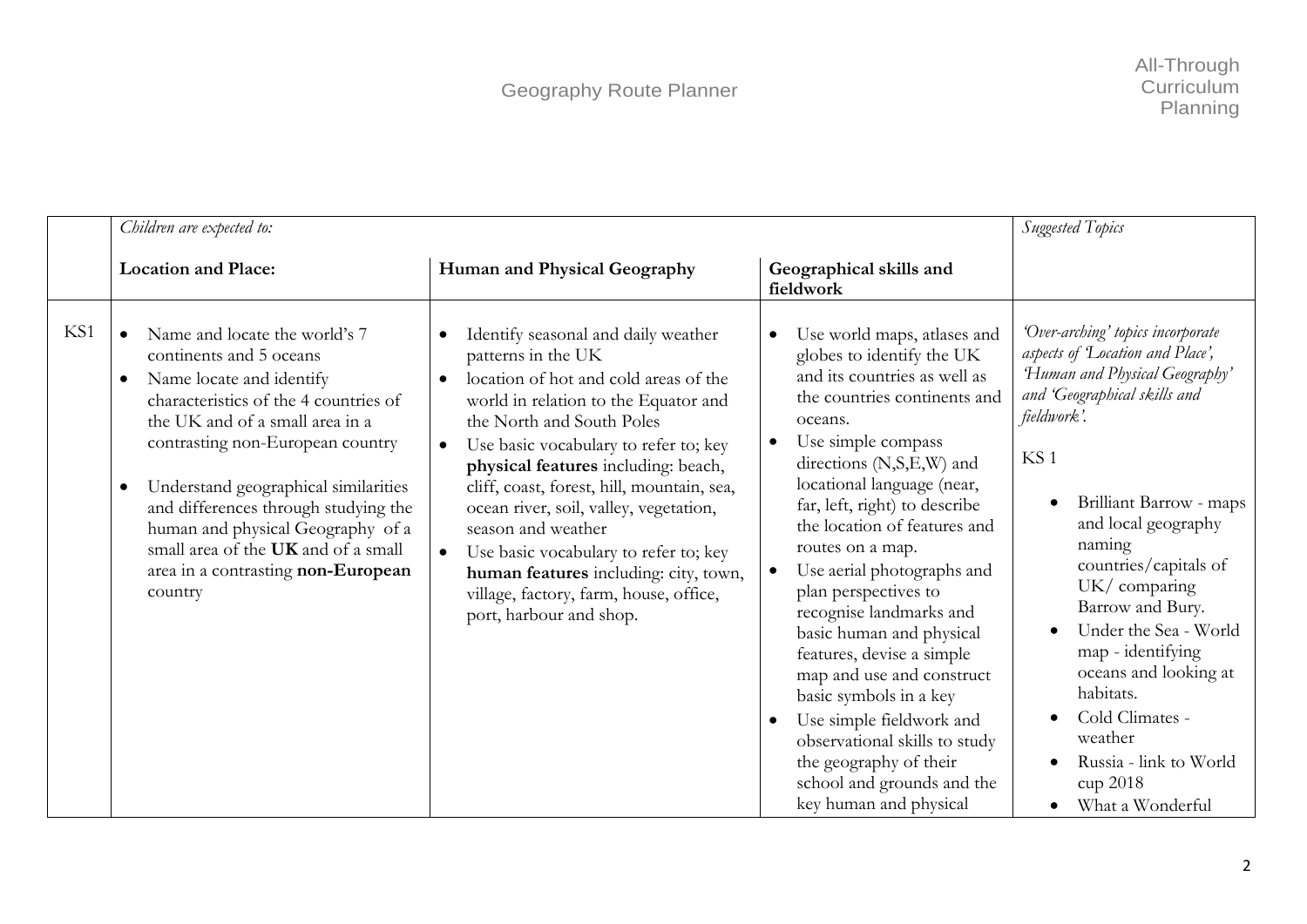| | *Children are expected to:* | | | *Suggested Topics* |
|---|---|---|---|---|
| | **Location and Place:** | **Human and Physical Geography** | **Geographical skills and fieldwork** | |
| KS1 | • Name and locate the world's 7 continents and 5 oceans<br>• Name locate and identify characteristics of the 4 countries of the UK and of a small area in a contrasting non-European country<br>• Understand geographical similarities and differences through studying the human and physical Geography of a small area of the **UK** and of a small area in a contrasting **non-European** country | • Identify seasonal and daily weather patterns in the UK<br>• location of hot and cold areas of the world in relation to the Equator and the North and South Poles<br>• Use basic vocabulary to refer to; key **physical features** including: beach, cliff, coast, forest, hill, mountain, sea, ocean river, soil, valley, vegetation, season and weather<br>• Use basic vocabulary to refer to; key **human features** including: city, town, village, factory, farm, house, office, port, harbour and shop. | • Use world maps, atlases and globes to identify the UK and its countries as well as the countries continents and oceans.<br>• Use simple compass directions (N,S,E,W) and locational language (near, far, left, right) to describe the location of features and routes on a map.<br>• Use aerial photographs and plan perspectives to recognise landmarks and basic human and physical features, devise a simple map and use and construct basic symbols in a key<br>• Use simple fieldwork and observational skills to study the geography of their school and grounds and the key human and physical | *'Over-arching' topics incorporate aspects of 'Location and Place', 'Human and Physical Geography' and 'Geographical skills and fieldwork'.*<br><br>KS 1<br>• Brilliant Barrow - maps and local geography naming countries/capitals of UK/ comparing Barrow and Bury.<br>• Under the Sea - World map - identifying oceans and looking at habitats.<br>• Cold Climates - weather<br>• Russia - link to World cup 2018<br>• What a Wonderful |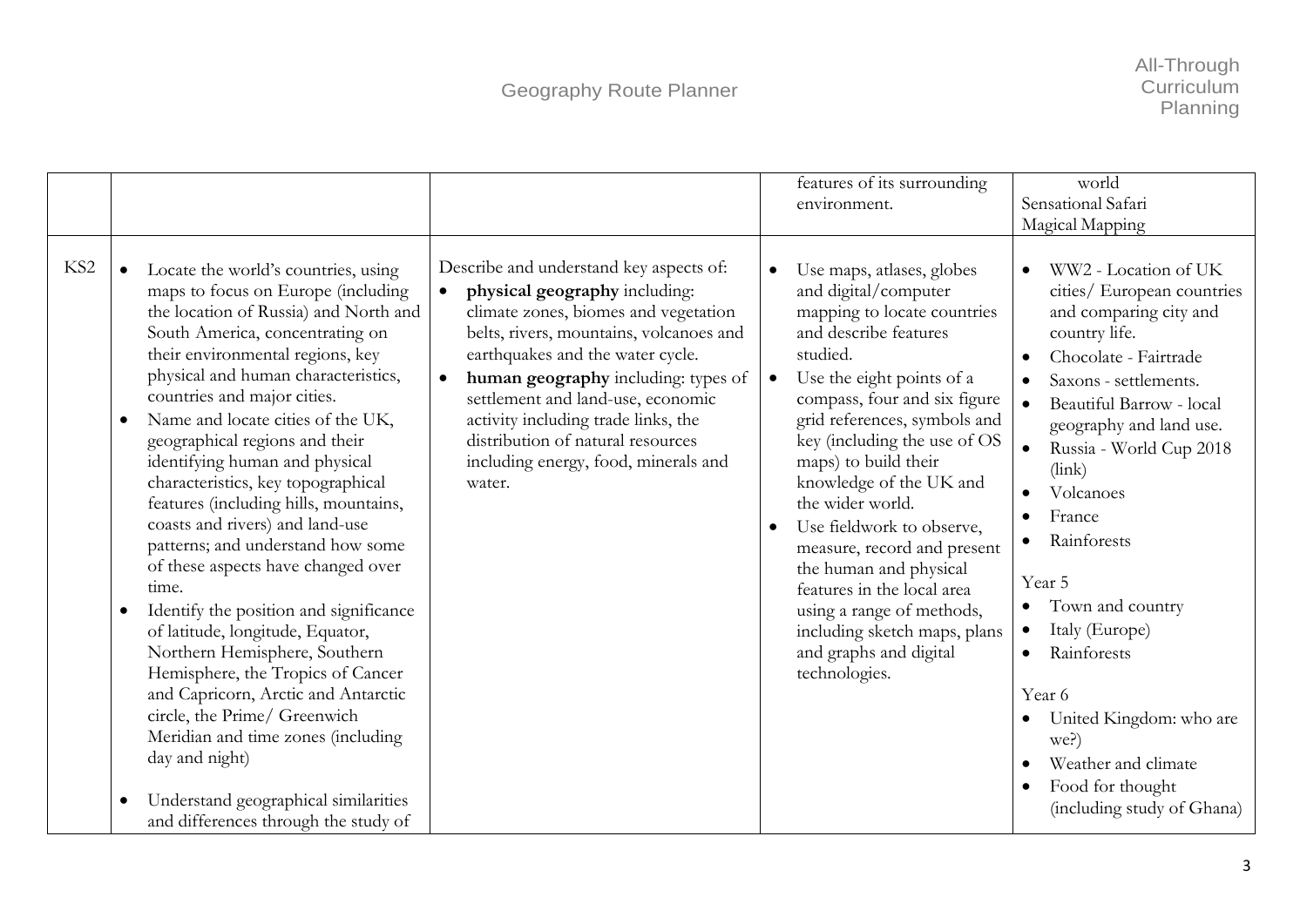| | | | | |
|---|---|---|---|---|
| | | | features of its surrounding environment. | world<br>Sensational Safari<br>Magical Mapping |
| KS2 | • Locate the world's countries, using maps to focus on Europe (including the location of Russia) and North and South America, concentrating on their environmental regions, key physical and human characteristics, countries and major cities.<br>• Name and locate cities of the UK, geographical regions and their identifying human and physical characteristics, key topographical features (including hills, mountains, coasts and rivers) and land-use patterns; and understand how some of these aspects have changed over time.<br>• Identify the position and significance of latitude, longitude, Equator, Northern Hemisphere, Southern Hemisphere, the Tropics of Cancer and Capricorn, Arctic and Antarctic circle, the Prime/ Greenwich Meridian and time zones (including day and night)<br>• Understand geographical similarities and differences through the study of | Describe and understand key aspects of:<br>• **physical geography** including: climate zones, biomes and vegetation belts, rivers, mountains, volcanoes and earthquakes and the water cycle.<br>• **human geography** including: types of settlement and land-use, economic activity including trade links, the distribution of natural resources including energy, food, minerals and water. | • Use maps, atlases, globes and digital/computer mapping to locate countries and describe features studied.<br>• Use the eight points of a compass, four and six figure grid references, symbols and key (including the use of OS maps) to build their knowledge of the UK and the wider world.<br>• Use fieldwork to observe, measure, record and present the human and physical features in the local area using a range of methods, including sketch maps, plans and graphs and digital technologies. | • WW2 - Location of UK cities/ European countries and comparing city and country life.<br>• Chocolate - Fairtrade<br>• Saxons - settlements.<br>• Beautiful Barrow - local geography and land use.<br>• Russia - World Cup 2018 (link)<br>• Volcanoes<br>• France<br>• Rainforests<br><br>Year 5<br>• Town and country<br>• Italy (Europe)<br>• Rainforests<br><br>Year 6<br>• United Kingdom: who are we?)<br>• Weather and climate<br>• Food for thought (including study of Ghana) |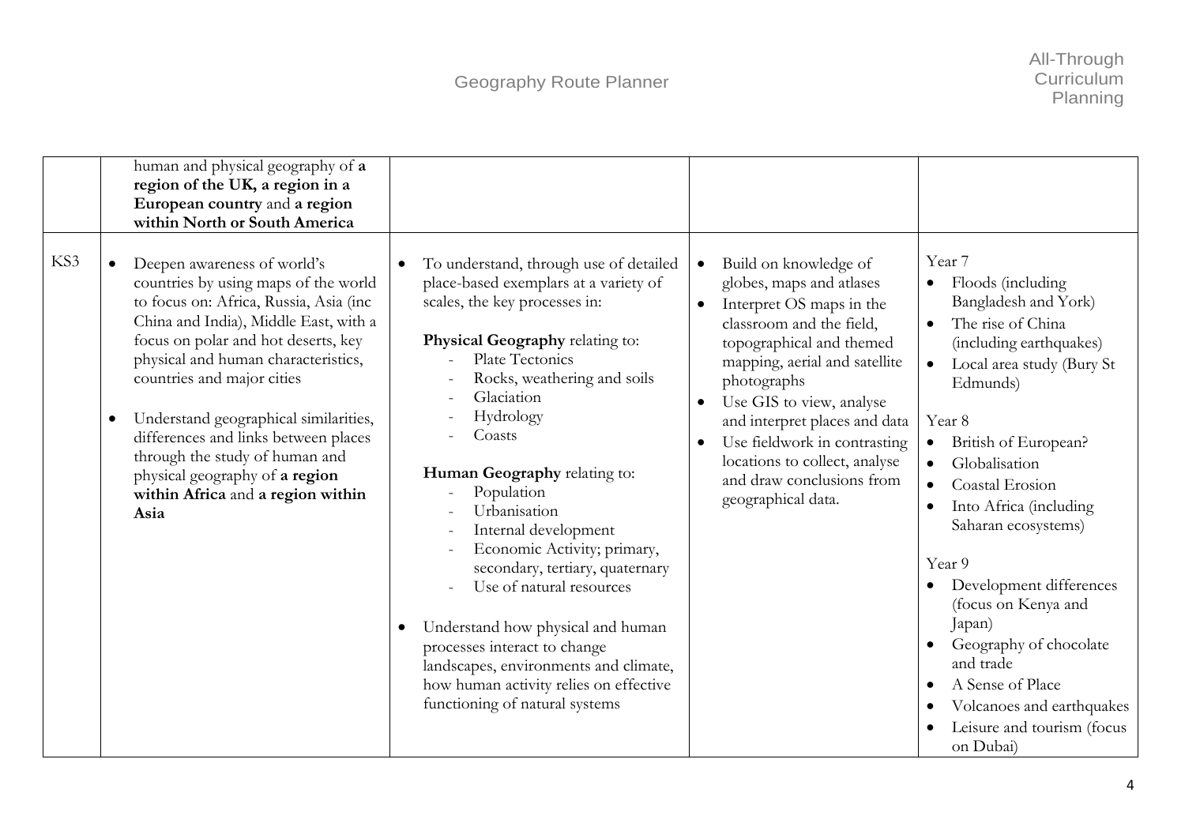| | | | | |
|---|---|---|---|---|
| | human and physical geography of **a region of the UK, a region in a European country** and **a region within North or South America** | | | |
| KS3 | • Deepen awareness of world's countries by using maps of the world to focus on: Africa, Russia, Asia (inc China and India), Middle East, with a focus on polar and hot deserts, key physical and human characteristics, countries and major cities<br><br>• Understand geographical similarities, differences and links between places through the study of human and physical geography of **a region within Africa** and **a region within Asia** | • To understand, through use of detailed place-based exemplars at a variety of scales, the key processes in:<br><br>**Physical Geography** relating to:<br>- Plate Tectonics<br>- Rocks, weathering and soils<br>- Glaciation<br>- Hydrology<br>- Coasts<br><br>**Human Geography** relating to:<br>- Population<br>- Urbanisation<br>- Internal development<br>- Economic Activity; primary, secondary, tertiary, quaternary<br>- Use of natural resources<br><br>• Understand how physical and human processes interact to change landscapes, environments and climate, how human activity relies on effective functioning of natural systems | • Build on knowledge of globes, maps and atlases<br>• Interpret OS maps in the classroom and the field, topographical and themed mapping, aerial and satellite photographs<br>• Use GIS to view, analyse and interpret places and data<br>• Use fieldwork in contrasting locations to collect, analyse and draw conclusions from geographical data. | Year 7<br>• Floods (including Bangladesh and York)<br>• The rise of China (including earthquakes)<br>• Local area study (Bury St Edmunds)<br><br>Year 8<br>• British of European?<br>• Globalisation<br>• Coastal Erosion<br>• Into Africa (including Saharan ecosystems)<br><br>Year 9<br>• Development differences (focus on Kenya and Japan)<br>• Geography of chocolate and trade<br>• A Sense of Place<br>• Volcanoes and earthquakes<br>• Leisure and tourism (focus on Dubai) |